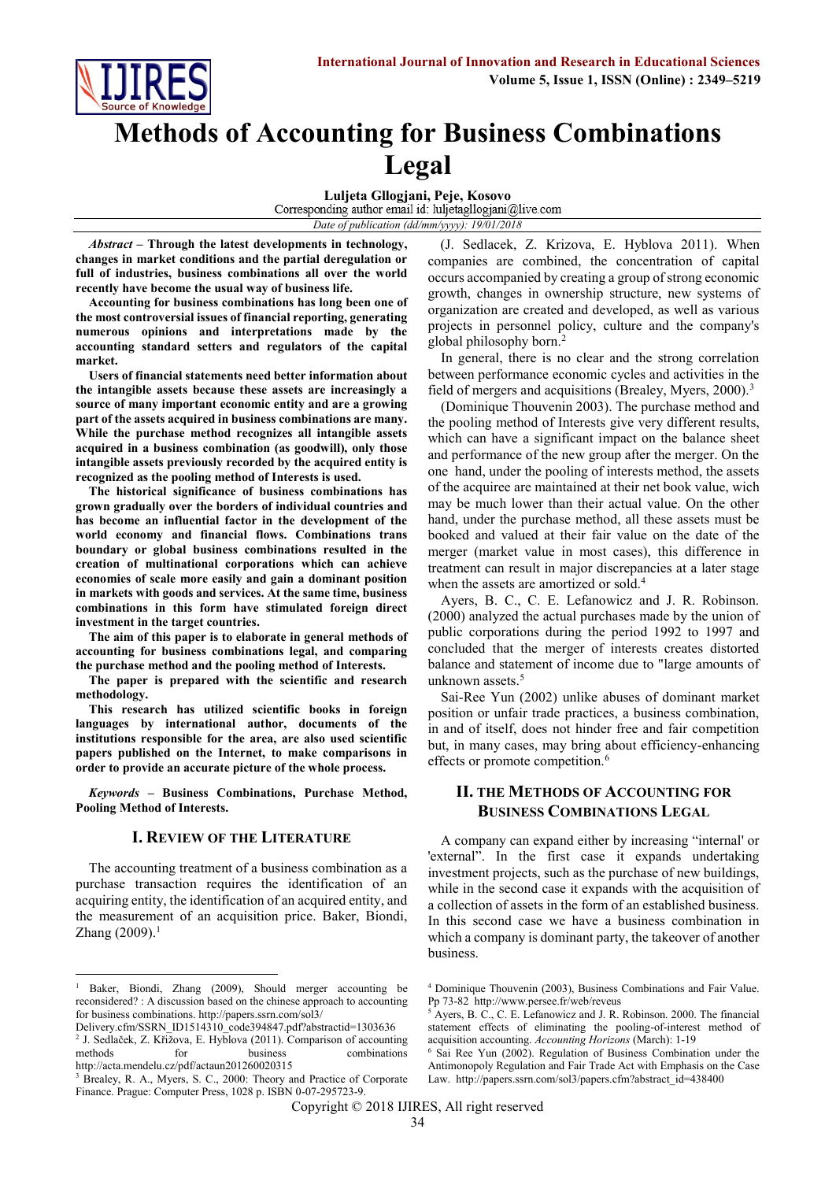# Methods of Accounting for Business Combinations Legal

**Luljeta Gllogjani, Peje, Kosovo**
Corresponding author email id: luljetagllogjani@live.com
*Date of publication (dd/mm/yyyy): 19/01/2018*

***Abstract* – Through the latest developments in technology, changes in market conditions and the partial deregulation or full of industries, business combinations all over the world recently have become the usual way of business life.**

**Accounting for business combinations has long been one of the most controversial issues of financial reporting, generating numerous opinions and interpretations made by the accounting standard setters and regulators of the capital market.**

**Users of financial statements need better information about the intangible assets because these assets are increasingly a source of many important economic entity and are a growing part of the assets acquired in business combinations are many. While the purchase method recognizes all intangible assets acquired in a business combination (as goodwill), only those intangible assets previously recorded by the acquired entity is recognized as the pooling method of Interests is used.**

**The historical significance of business combinations has grown gradually over the borders of individual countries and has become an influential factor in the development of the world economy and financial flows. Combinations trans boundary or global business combinations resulted in the creation of multinational corporations which can achieve economies of scale more easily and gain a dominant position in markets with goods and services. At the same time, business combinations in this form have stimulated foreign direct investment in the target countries.**

**The aim of this paper is to elaborate in general methods of accounting for business combinations legal, and comparing the purchase method and the pooling method of Interests.**

**The paper is prepared with the scientific and research methodology.**

**This research has utilized scientific books in foreign languages by international author, documents of the institutions responsible for the area, are also used scientific papers published on the Internet, to make comparisons in order to provide an accurate picture of the whole process.**

***Keywords* – Business Combinations, Purchase Method, Pooling Method of Interests.**

## I. Review of the Literature

The accounting treatment of a business combination as a purchase transaction requires the identification of an acquiring entity, the identification of an acquired entity, and the measurement of an acquisition price. Baker, Biondi, Zhang (2009).[1]

(J. Sedlacek, Z. Krizova, E. Hyblova 2011). When companies are combined, the concentration of capital occurs accompanied by creating a group of strong economic growth, changes in ownership structure, new systems of organization are created and developed, as well as various projects in personnel policy, culture and the company's global philosophy born.[2]

In general, there is no clear and the strong correlation between performance economic cycles and activities in the field of mergers and acquisitions (Brealey, Myers, 2000).[3]

(Dominique Thouvenin 2003). The purchase method and the pooling method of Interests give very different results, which can have a significant impact on the balance sheet and performance of the new group after the merger. On the one hand, under the pooling of interests method, the assets of the acquiree are maintained at their net book value, wich may be much lower than their actual value. On the other hand, under the purchase method, all these assets must be booked and valued at their fair value on the date of the merger (market value in most cases), this difference in treatment can result in major discrepancies at a later stage when the assets are amortized or sold.[4]

Ayers, B. C., C. E. Lefanowicz and J. R. Robinson. (2000) analyzed the actual purchases made by the union of public corporations during the period 1992 to 1997 and concluded that the merger of interests creates distorted balance and statement of income due to "large amounts of unknown assets.[5]

Sai-Ree Yun (2002) unlike abuses of dominant market position or unfair trade practices, a business combination, in and of itself, does not hinder free and fair competition but, in many cases, may bring about efficiency-enhancing effects or promote competition.[6]

## II. The Methods of Accounting for Business Combinations Legal

A company can expand either by increasing "internal' or 'external". In the first case it expands undertaking investment projects, such as the purchase of new buildings, while in the second case it expands with the acquisition of a collection of assets in the form of an established business. In this second case we have a business combination in which a company is dominant party, the takeover of another business.

---

[1] Baker, Biondi, Zhang (2009), Should merger accounting be reconsidered? : A discussion based on the chinese approach to accounting for business combinations. http://papers.ssrn.com/sol3/Delivery.cfm/SSRN_ID1514310_code394847.pdf?abstractid=1303636

[2] J. Sedlaček, Z. Křižova, E. Hyblova (2011). Comparison of accounting methods for business combinations http://acta.mendelu.cz/pdf/actaun201260020315

[3] Brealey, R. A., Myers, S. C., 2000: Theory and Practice of Corporate Finance. Prague: Computer Press, 1028 p. ISBN 0-07-295723-9.

[4] Dominique Thouvenin (2003), Business Combinations and Fair Value. Pp 73-82 http://www.persee.fr/web/reveus

[5] Ayers, B. C., C. E. Lefanowicz and J. R. Robinson. 2000. The financial statement effects of eliminating the pooling-of-interest method of acquisition accounting. *Accounting Horizons* (March): 1-19

[6] Sai Ree Yun (2002). Regulation of Business Combination under the Antimonopoly Regulation and Fair Trade Act with Emphasis on the Case Law. http://papers.ssrn.com/sol3/papers.cfm?abstract_id=438400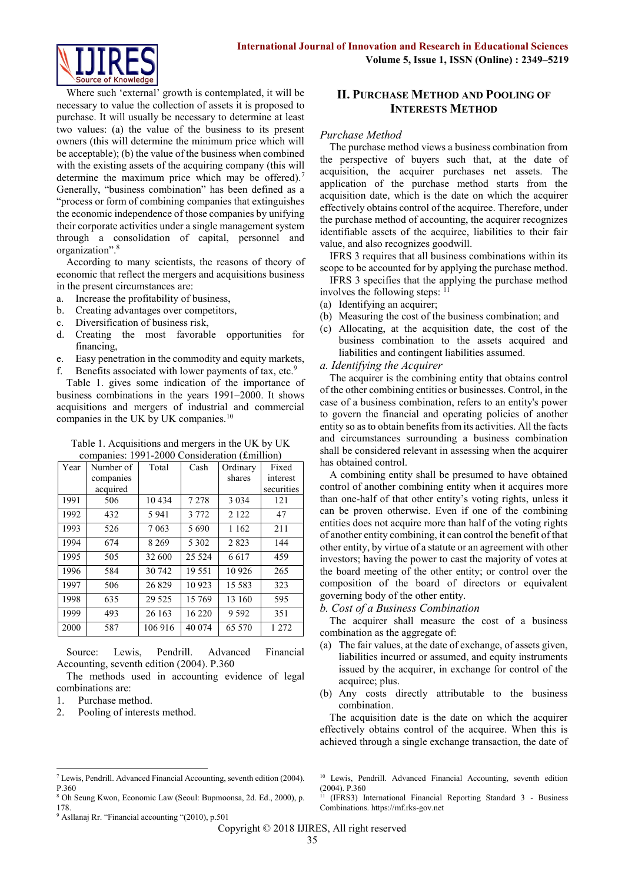Where such 'external' growth is contemplated, it will be necessary to value the collection of assets it is proposed to purchase. It will usually be necessary to determine at least two values: (a) the value of the business to its present owners (this will determine the minimum price which will be acceptable); (b) the value of the business when combined with the existing assets of the acquiring company (this will determine the maximum price which may be offered).[7] Generally, "business combination" has been defined as a "process or form of combining companies that extinguishes the economic independence of those companies by unifying their corporate activities under a single management system through a consolidation of capital, personnel and organization".[8]

According to many scientists, the reasons of theory of economic that reflect the mergers and acquisitions business in the present circumstances are:

a. Increase the profitability of business,
b. Creating advantages over competitors,
c. Diversification of business risk,
d. Creating the most favorable opportunities for financing,
e. Easy penetration in the commodity and equity markets,
f. Benefits associated with lower payments of tax, etc.[9]

Table 1. gives some indication of the importance of business combinations in the years 1991–2000. It shows acquisitions and mergers of industrial and commercial companies in the UK by UK companies.[10]

Table 1. Acquisitions and mergers in the UK by UK companies: 1991-2000 Consideration (£million)

| Year | Number of companies acquired | Total | Cash | Ordinary shares | Fixed interest securities |
|---|---|---|---|---|---|
| 1991 | 506 | 10 434 | 7 278 | 3 034 | 121 |
| 1992 | 432 | 5 941 | 3 772 | 2 122 | 47 |
| 1993 | 526 | 7 063 | 5 690 | 1 162 | 211 |
| 1994 | 674 | 8 269 | 5 302 | 2 823 | 144 |
| 1995 | 505 | 32 600 | 25 524 | 6 617 | 459 |
| 1996 | 584 | 30 742 | 19 551 | 10 926 | 265 |
| 1997 | 506 | 26 829 | 10 923 | 15 583 | 323 |
| 1998 | 635 | 29 525 | 15 769 | 13 160 | 595 |
| 1999 | 493 | 26 163 | 16 220 | 9 592 | 351 |
| 2000 | 587 | 106 916 | 40 074 | 65 570 | 1 272 |

Source: Lewis, Pendrill. Advanced Financial Accounting, seventh edition (2004). P.360

The methods used in accounting evidence of legal combinations are:

1. Purchase method.
2. Pooling of interests method.

## II. Purchase Method and Pooling of Interests Method

### Purchase Method

The purchase method views a business combination from the perspective of buyers such that, at the date of acquisition, the acquirer purchases net assets. The application of the purchase method starts from the acquisition date, which is the date on which the acquirer effectively obtains control of the acquiree. Therefore, under the purchase method of accounting, the acquirer recognizes identifiable assets of the acquiree, liabilities to their fair value, and also recognizes goodwill.

IFRS 3 requires that all business combinations within its scope to be accounted for by applying the purchase method.

IFRS 3 specifies that the applying the purchase method involves the following steps: [11]

(a) Identifying an acquirer;
(b) Measuring the cost of the business combination; and
(c) Allocating, at the acquisition date, the cost of the business combination to the assets acquired and liabilities and contingent liabilities assumed.

*a. Identifying the Acquirer*

The acquirer is the combining entity that obtains control of the other combining entities or businesses. Control, in the case of a business combination, refers to an entity's power to govern the financial and operating policies of another entity so as to obtain benefits from its activities. All the facts and circumstances surrounding a business combination shall be considered relevant in assessing when the acquirer has obtained control.

A combining entity shall be presumed to have obtained control of another combining entity when it acquires more than one-half of that other entity's voting rights, unless it can be proven otherwise. Even if one of the combining entities does not acquire more than half of the voting rights of another entity combining, it can control the benefit of that other entity, by virtue of a statute or an agreement with other investors; having the power to cast the majority of votes at the board meeting of the other entity; or control over the composition of the board of directors or equivalent governing body of the other entity.

*b. Cost of a Business Combination*

The acquirer shall measure the cost of a business combination as the aggregate of:

(a) The fair values, at the date of exchange, of assets given, liabilities incurred or assumed, and equity instruments issued by the acquirer, in exchange for control of the acquiree; plus.
(b) Any costs directly attributable to the business combination.

The acquisition date is the date on which the acquirer effectively obtains control of the acquiree. When this is achieved through a single exchange transaction, the date of

---

[7] Lewis, Pendrill. Advanced Financial Accounting, seventh edition (2004). P.360

[8] Oh Seung Kwon, Economic Law (Seoul: Bupmoonsa, 2d. Ed., 2000), p. 178.

[9] Asllanaj Rr. "Financial accounting "(2010), p.501

[10] Lewis, Pendrill. Advanced Financial Accounting, seventh edition (2004). P.360

[11] (IFRS3) International Financial Reporting Standard 3 - Business Combinations. https://mf.rks-gov.net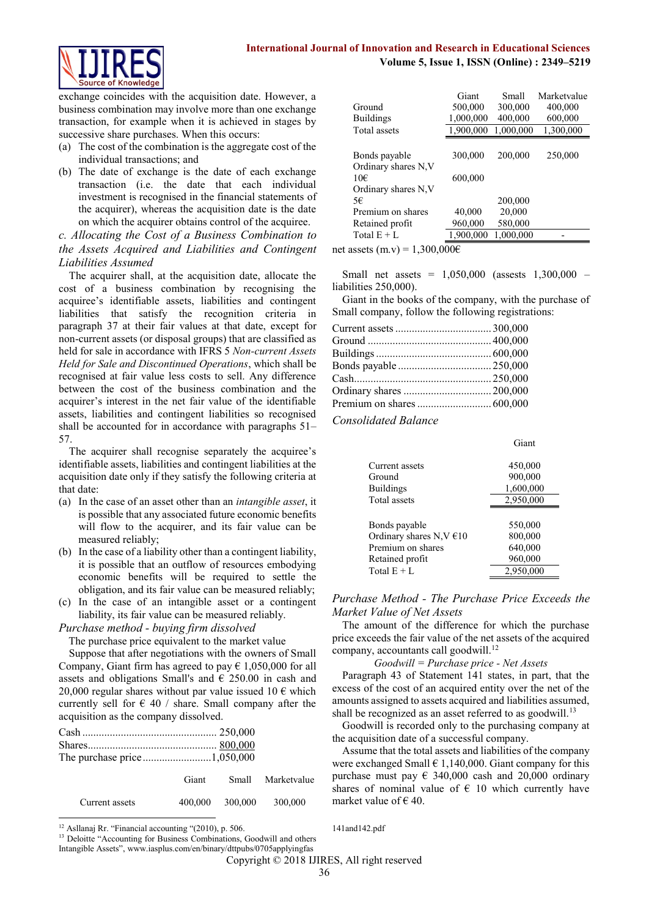exchange coincides with the acquisition date. However, a business combination may involve more than one exchange transaction, for example when it is achieved in stages by successive share purchases. When this occurs:

(a) The cost of the combination is the aggregate cost of the individual transactions; and

(b) The date of exchange is the date of each exchange transaction (i.e. the date that each individual investment is recognised in the financial statements of the acquirer), whereas the acquisition date is the date on which the acquirer obtains control of the acquiree.

*c. Allocating the Cost of a Business Combination to the Assets Acquired and Liabilities and Contingent Liabilities Assumed*

The acquirer shall, at the acquisition date, allocate the cost of a business combination by recognising the acquiree's identifiable assets, liabilities and contingent liabilities that satisfy the recognition criteria in paragraph 37 at their fair values at that date, except for non-current assets (or disposal groups) that are classified as held for sale in accordance with IFRS 5 *Non-current Assets Held for Sale and Discontinued Operations*, which shall be recognised at fair value less costs to sell. Any difference between the cost of the business combination and the acquirer's interest in the net fair value of the identifiable assets, liabilities and contingent liabilities so recognised shall be accounted for in accordance with paragraphs 51–57.

The acquirer shall recognise separately the acquiree's identifiable assets, liabilities and contingent liabilities at the acquisition date only if they satisfy the following criteria at that date:

(a) In the case of an asset other than an *intangible asset*, it is possible that any associated future economic benefits will flow to the acquirer, and its fair value can be measured reliably;

(b) In the case of a liability other than a contingent liability, it is possible that an outflow of resources embodying economic benefits will be required to settle the obligation, and its fair value can be measured reliably;

(c) In the case of an intangible asset or a contingent liability, its fair value can be measured reliably.

*Purchase method - buying firm dissolved*

The purchase price equivalent to the market value

Suppose that after negotiations with the owners of Small Company, Giant firm has agreed to pay € 1,050,000 for all assets and obligations Small's and € 250.00 in cash and 20,000 regular shares which without par value issued 10 € which currently sell for € 40 / share. Small company after the acquisition as the company dissolved.

| | |
|---|---|
| Cash | 250,000 |
| Shares | 800,000 |
| The purchase price | 1,050,000 |

| | Giant | Small | Marketvalue |
|---|---|---|---|
| Current assets | 400,000 | 300,000 | 300,000 |
| Ground | 500,000 | 300,000 | 400,000 |
| Buildings | 1,000,000 | 400,000 | 600,000 |
| Total assets | 1,900,000 | 1,000,000 | 1,300,000 |
| | | | |
| Bonds payable | 300,000 | 200,000 | 250,000 |
| Ordinary shares N,V 10€ | 600,000 | | |
| Ordinary shares N,V 5€ | | 200,000 | |
| Premium on shares | 40,000 | 20,000 | |
| Retained profit | 960,000 | 580,000 | |
| Total E + L | 1,900,000 | 1,000,000 | - |

net assets (m.v) = 1,300,000€

Small net assets = 1,050,000 (assests 1,300,000 – liabilities 250,000).

Giant in the books of the company, with the purchase of Small company, follow the following registrations:

| | |
|---|---|
| Current assets | 300,000 |
| Ground | 400,000 |
| Buildings | 600,000 |
| Bonds payable | 250,000 |
| Cash | 250,000 |
| Ordinary shares | 200,000 |
| Premium on shares | 600,000 |

*Consolidated Balance*

| | Giant |
|---|---|
| Current assets | 450,000 |
| Ground | 900,000 |
| Buildings | 1,600,000 |
| Total assets | 2,950,000 |
| | |
| Bonds payable | 550,000 |
| Ordinary shares N,V €10 | 800,000 |
| Premium on shares | 640,000 |
| Retained profit | 960,000 |
| Total E + L | 2,950,000 |

*Purchase Method - The Purchase Price Exceeds the Market Value of Net Assets*

The amount of the difference for which the purchase price exceeds the fair value of the net assets of the acquired company, accountants call goodwill.[12]

*Goodwill = Purchase price - Net Assets*

Paragraph 43 of Statement 141 states, in part, that the excess of the cost of an acquired entity over the net of the amounts assigned to assets acquired and liabilities assumed, shall be recognized as an asset referred to as goodwill.[13]

Goodwill is recorded only to the purchasing company at the acquisition date of a successful company.

Assume that the total assets and liabilities of the company were exchanged Small € 1,140,000. Giant company for this purchase must pay € 340,000 cash and 20,000 ordinary shares of nominal value of € 10 which currently have market value of € 40.

[12] Asllanaj Rr. "Financial accounting "(2010), p. 506.

[13] Deloitte "Accounting for Business Combinations, Goodwill and others Intangible Assets", www.iasplus.com/en/binary/dttpubs/0705applyingfas 141and142.pdf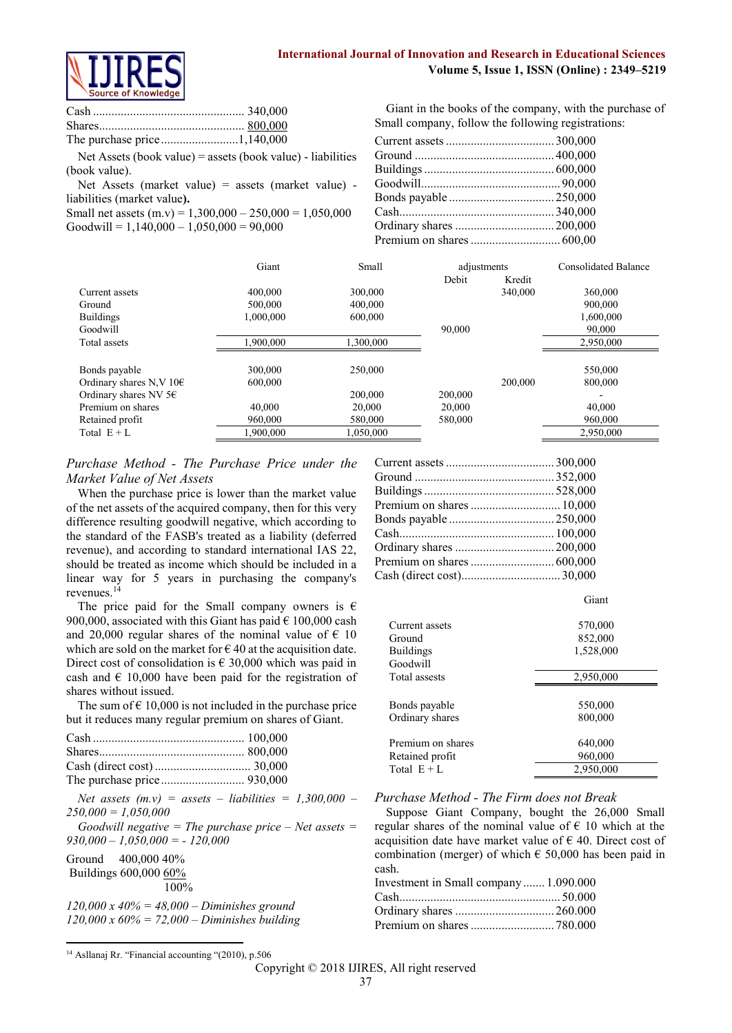| | |
|---|---|
| Cash | 340,000 |
| Shares | 800,000 |
| The purchase price | 1,140,000 |

Net Assets (book value) = assets (book value) - liabilities (book value).

Net Assets (market value) = assets (market value) - liabilities (market value**)**.

Small net assets (m.v) = 1,300,000 – 250,000 = 1,050,000

Goodwill = 1,140,000 – 1,050,000 = 90,000

Giant in the books of the company, with the purchase of Small company, follow the following registrations:

| | |
|---|---|
| Current assets | 300,000 |
| Ground | 400,000 |
| Buildings | 600,000 |
| Goodwill | 90,000 |
| Bonds payable | 250,000 |
| Cash | 340,000 |
| Ordinary shares | 200,000 |
| Premium on shares | 600,00 |

| | Giant | Small | adjustments | | Consolidated Balance |
|---|---|---|---|---|---|
| | | | Debit | Kredit | |
| Current assets | 400,000 | 300,000 | | 340,000 | 360,000 |
| Ground | 500,000 | 400,000 | | | 900,000 |
| Buildings | 1,000,000 | 600,000 | | | 1,600,000 |
| Goodwill | | | 90,000 | | 90,000 |
| Total assets | 1,900,000 | 1,300,000 | | | 2,950,000 |
| Bonds payable | 300,000 | 250,000 | | | 550,000 |
| Ordinary shares N,V 10€ | 600,000 | | | 200,000 | 800,000 |
| Ordinary shares NV 5€ | | 200,000 | 200,000 | | - |
| Premium on shares | 40,000 | 20,000 | 20,000 | | 40,000 |
| Retained profit | 960,000 | 580,000 | 580,000 | | 960,000 |
| Total E + L | 1,900,000 | 1,050,000 | | | 2,950,000 |

*Purchase Method - The Purchase Price under the Market Value of Net Assets*

When the purchase price is lower than the market value of the net assets of the acquired company, then for this very difference resulting goodwill negative, which according to the standard of the FASB's treated as a liability (deferred revenue), and according to standard international IAS 22, should be treated as income which should be included in a linear way for 5 years in purchasing the company's revenues.[14]

The price paid for the Small company owners is € 900,000, associated with this Giant has paid € 100,000 cash and 20,000 regular shares of the nominal value of € 10 which are sold on the market for € 40 at the acquisition date. Direct cost of consolidation is € 30,000 which was paid in cash and € 10,000 have been paid for the registration of shares without issued.

The sum of € 10,000 is not included in the purchase price but it reduces many regular premium on shares of Giant.

| | |
|---|---|
| Cash | 100,000 |
| Shares | 800,000 |
| Cash (direct cost) | 30,000 |
| The purchase price | 930,000 |

*Net assets (m.v) = assets – liabilities = 1,300,000 – 250,000 = 1,050,000*

*Goodwill negative = The purchase price – Net assets = 930,000 – 1,050,000 = - 120,000*

| | | |
|---|---|---|
| Ground | 400,000 | 40% |
| Buildings | 600,000 | 60% |
| | | 100% |

*120,000 x 40% = 48,000 – Diminishes ground*

*120,000 x 60% = 72,000 – Diminishes building*

| | |
|---|---|
| Current assets | 300,000 |
| Ground | 352,000 |
| Buildings | 528,000 |
| Premium on shares | 10,000 |
| Bonds payable | 250,000 |
| Cash | 100,000 |
| Ordinary shares | 200,000 |
| Premium on shares | 600,000 |
| Cash (direct cost) | 30,000 |

| | Giant |
|---|---|
| Current assets | 570,000 |
| Ground | 852,000 |
| Buildings | 1,528,000 |
| Goodwill | |
| Total assests | 2,950,000 |
| Bonds payable | 550,000 |
| Ordinary shares | 800,000 |
| Premium on shares | 640,000 |
| Retained profit | 960,000 |
| Total E + L | 2,950,000 |

*Purchase Method - The Firm does not Break*

Suppose Giant Company, bought the 26,000 Small regular shares of the nominal value of € 10 which at the acquisition date have market value of € 40. Direct cost of combination (merger) of which € 50,000 has been paid in cash.

| | |
|---|---|
| Investment in Small company | 1.090.000 |
| Cash | 50.000 |
| Ordinary shares | 260.000 |
| Premium on shares | 780.000 |

[14] Asllanaj Rr. "Financial accounting "(2010), p.506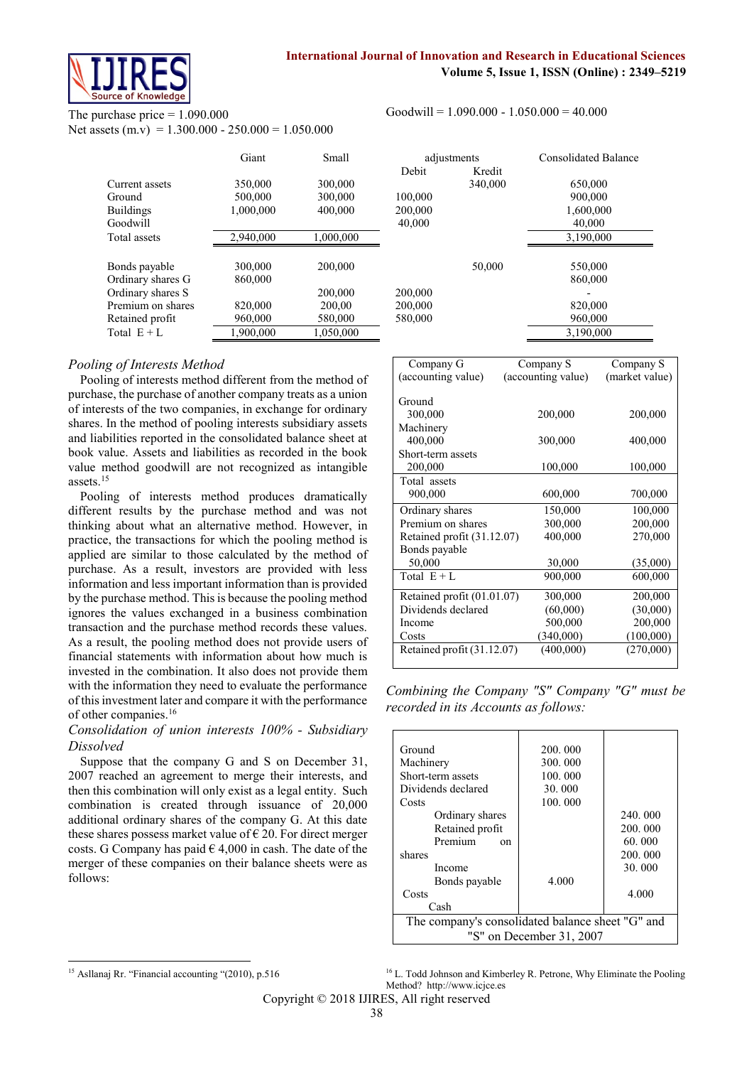The purchase price = 1.090.000

Net assets (m.v) = 1.300.000 - 250.000 = 1.050.000

Goodwill = 1.090.000 - 1.050.000 = 40.000

| | Giant | Small | adjustments | | Consolidated Balance |
|---|---|---|---|---|---|
| | | | Debit | Kredit | |
| Current assets | 350,000 | 300,000 | | 340,000 | 650,000 |
| Ground | 500,000 | 300,000 | 100,000 | | 900,000 |
| Buildings | 1,000,000 | 400,000 | 200,000 | | 1,600,000 |
| Goodwill | | | 40,000 | | 40,000 |
| Total assets | 2,940,000 | 1,000,000 | | | 3,190,000 |
| Bonds payable | 300,000 | 200,000 | | 50,000 | 550,000 |
| Ordinary shares G | 860,000 | | | | 860,000 |
| Ordinary shares S | | 200,000 | 200,000 | | - |
| Premium on shares | 820,000 | 200,00 | 200,000 | | 820,000 |
| Retained profit | 960,000 | 580,000 | 580,000 | | 960,000 |
| Total E + L | 1,900,000 | 1,050,000 | | | 3,190,000 |

*Pooling of Interests Method*

Pooling of interests method different from the method of purchase, the purchase of another company treats as a union of interests of the two companies, in exchange for ordinary shares. In the method of pooling interests subsidiary assets and liabilities reported in the consolidated balance sheet at book value. Assets and liabilities as recorded in the book value method goodwill are not recognized as intangible assets.[15]

Pooling of interests method produces dramatically different results by the purchase method and was not thinking about what an alternative method. However, in practice, the transactions for which the pooling method is applied are similar to those calculated by the method of purchase. As a result, investors are provided with less information and less important information than is provided by the purchase method. This is because the pooling method ignores the values exchanged in a business combination transaction and the purchase method records these values. As a result, the pooling method does not provide users of financial statements with information about how much is invested in the combination. It also does not provide them with the information they need to evaluate the performance of this investment later and compare it with the performance of other companies.[16]

*Consolidation of union interests 100% - Subsidiary Dissolved*

Suppose that the company G and S on December 31, 2007 reached an agreement to merge their interests, and then this combination will only exist as a legal entity. Such combination is created through issuance of 20,000 additional ordinary shares of the company G. At this date these shares possess market value of € 20. For direct merger costs. G Company has paid € 4,000 in cash. The date of the merger of these companies on their balance sheets were as follows:

| Company G (accounting value) | Company S (accounting value) | Company S (market value) |
|---|---|---|
| Ground | | |
| 300,000 | 200,000 | 200,000 |
| Machinery | | |
| 400,000 | 300,000 | 400,000 |
| Short-term assets | | |
| 200,000 | 100,000 | 100,000 |
| Total assets | | |
| 900,000 | 600,000 | 700,000 |
| Ordinary shares | 150,000 | 100,000 |
| Premium on shares | 300,000 | 200,000 |
| Retained profit (31.12.07) | 400,000 | 270,000 |
| Bonds payable | | |
| 50,000 | 30,000 | (35,000) |
| Total E + L | 900,000 | 600,000 |
| Retained profit (01.01.07) | 300,000 | 200,000 |
| Dividends declared | (60,000) | (30,000) |
| Income | 500,000 | 200,000 |
| Costs | (340,000) | (100,000) |
| Retained profit (31.12.07) | (400,000) | (270,000) |

*Combining the Company "S" Company "G" must be recorded in its Accounts as follows:*

| | | |
|---|---|---|
| Ground | 200. 000 | |
| Machinery | 300. 000 | |
| Short-term assets | 100. 000 | |
| Dividends declared | 30. 000 | |
| Costs | 100. 000 | |
| Ordinary shares | | 240. 000 |
| Retained profit | | 200. 000 |
| Premium on shares | | 60. 000 |
| | | 200. 000 |
| Income | | 30. 000 |
| Bonds payable | 4.000 | |
| Costs | | 4.000 |
| Cash | | |
| The company's consolidated balance sheet "G" and "S" on December 31, 2007 | | |

[15] Asllanaj Rr. "Financial accounting "(2010), p.516

[16] L. Todd Johnson and Kimberley R. Petrone, Why Eliminate the Pooling Method? http://www.icjce.es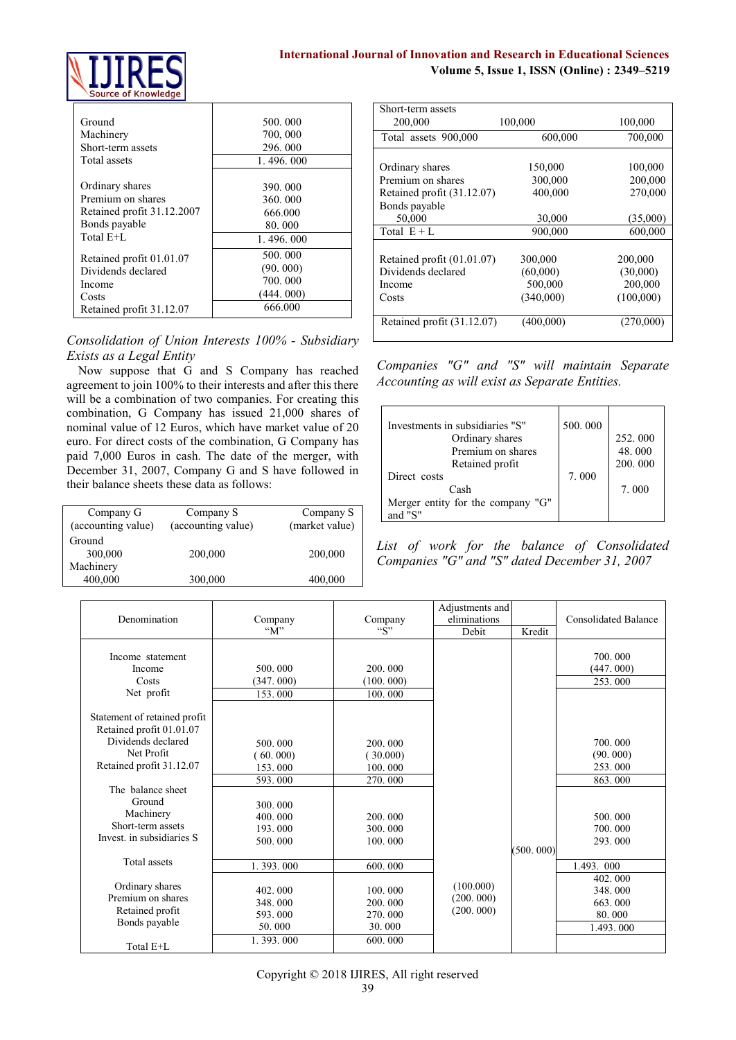| | |
|---|---|
| Ground | 500. 000 |
| Machinery | 700, 000 |
| Short-term assets | 296. 000 |
| Total assets | 1. 496. 000 |
| Ordinary shares | 390. 000 |
| Premium on shares | 360. 000 |
| Retained profit 31.12.2007 | 666.000 |
| Bonds payable | 80. 000 |
| Total E+L | 1. 496. 000 |
| Retained profit 01.01.07 | 500. 000 |
| Dividends declared | (90. 000) |
| Income | 700. 000 |
| Costs | (444. 000) |
| Retained profit 31.12.07 | 666.000 |

*Consolidation of Union Interests 100% - Subsidiary Exists as a Legal Entity*

Now suppose that G and S Company has reached agreement to join 100% to their interests and after this there will be a combination of two companies. For creating this combination, G Company has issued 21,000 shares of nominal value of 12 Euros, which have market value of 20 euro. For direct costs of the combination, G Company has paid 7,000 Euros in cash. The date of the merger, with December 31, 2007, Company G and S have followed in their balance sheets these data as follows:

| | Company G (accounting value) | Company S (accounting value) | Company S (market value) |
|---|---|---|---|
| Ground | 300,000 | 200,000 | 200,000 |
| Machinery | 400,000 | 300,000 | 400,000 |
| Short-term assets | 200,000 | 100,000 | 100,000 |
| Total assets | 900,000 | 600,000 | 700,000 |
| Ordinary shares | | 150,000 | 100,000 |
| Premium on shares | | 300,000 | 200,000 |
| Retained profit (31.12.07) | | 400,000 | 270,000 |
| Bonds payable | 50,000 | 30,000 | (35,000) |
| Total E + L | | 900,000 | 600,000 |
| Retained profit (01.01.07) | | 300,000 | 200,000 |
| Dividends declared | | (60,000) | (30,000) |
| Income | | 500,000 | 200,000 |
| Costs | | (340,000) | (100,000) |
| Retained profit (31.12.07) | | (400,000) | (270,000) |

*Companies "G" and "S" will maintain Separate Accounting as will exist as Separate Entities.*

| | | |
|---|---|---|
| Investments in subsidiaries "S" | 500. 000 | |
| Ordinary shares | | 252. 000 |
| Premium on shares | | 48. 000 |
| Retained profit | | 200. 000 |
| Direct costs | 7. 000 | |
| Cash | | 7. 000 |
| Merger entity for the company "G" and "S" | | |

*List of work for the balance of Consolidated Companies "G" and "S" dated December 31, 2007*

| Denomination | Company "M" | Company "S" | Adjustments and eliminations Debit | Kredit | Consolidated Balance |
|---|---|---|---|---|---|
| Income statement | | | | | |
| Income | 500. 000 | 200. 000 | | | 700. 000 |
| Costs | (347. 000) | (100. 000) | | | (447. 000) |
| Net profit | 153. 000 | 100. 000 | | | 253. 000 |
| Statement of retained profit | | | | | |
| Retained profit 01.01.07 | 500. 000 | 200. 000 | | | 700. 000 |
| Dividends declared | ( 60. 000) | ( 30.000) | | | (90. 000) |
| Net Profit | 153. 000 | 100. 000 | | | 253. 000 |
| Retained profit 31.12.07 | 593. 000 | 270. 000 | | | 863. 000 |
| The balance sheet | | | | | |
| Ground | 300. 000 | 200. 000 | | | 500. 000 |
| Machinery | 400. 000 | 300. 000 | | | 700. 000 |
| Short-term assets | 193. 000 | 100. 000 | | | 293. 000 |
| Invest. in subsidiaries S | 500. 000 | | | (500. 000) | |
| Total assets | 1. 393. 000 | 600. 000 | | | 1.493. 000 |
| Ordinary shares | 402. 000 | 100. 000 | (100.000) | | 402. 000 |
| Premium on shares | 348. 000 | 200. 000 | (200. 000) | | 348. 000 |
| Retained profit | 593. 000 | 270. 000 | (200. 000) | | 663. 000 |
| Bonds payable | 50. 000 | 30. 000 | | | 80. 000 |
| Total E+L | 1. 393. 000 | 600. 000 | | | 1.493. 000 |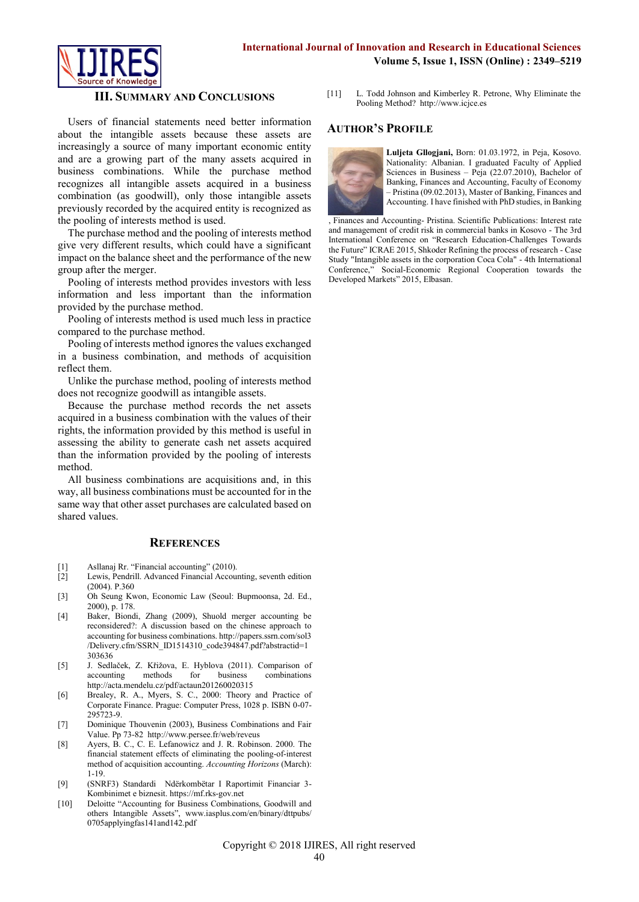## III. Summary and Conclusions

Users of financial statements need better information about the intangible assets because these assets are increasingly a source of many important economic entity and are a growing part of the many assets acquired in business combinations. While the purchase method recognizes all intangible assets acquired in a business combination (as goodwill), only those intangible assets previously recorded by the acquired entity is recognized as the pooling of interests method is used.

The purchase method and the pooling of interests method give very different results, which could have a significant impact on the balance sheet and the performance of the new group after the merger.

Pooling of interests method provides investors with less information and less important than the information provided by the purchase method.

Pooling of interests method is used much less in practice compared to the purchase method.

Pooling of interests method ignores the values exchanged in a business combination, and methods of acquisition reflect them.

Unlike the purchase method, pooling of interests method does not recognize goodwill as intangible assets.

Because the purchase method records the net assets acquired in a business combination with the values of their rights, the information provided by this method is useful in assessing the ability to generate cash net assets acquired than the information provided by the pooling of interests method.

All business combinations are acquisitions and, in this way, all business combinations must be accounted for in the same way that other asset purchases are calculated based on shared values.

## References

[1] Asllanaj Rr. "Financial accounting" (2010).

[2] Lewis, Pendrill. Advanced Financial Accounting, seventh edition (2004). P.360

[3] Oh Seung Kwon, Economic Law (Seoul: Bupmoonsa, 2d. Ed., 2000), p. 178.

[4] Baker, Biondi, Zhang (2009), Shuold merger accounting be reconsidered?: A discussion based on the chinese approach to accounting for business combinations. http://papers.ssrn.com/sol3/Delivery.cfm/SSRN_ID1514310_code394847.pdf?abstractid=1303636

[5] J. Sedlaček, Z. Křižova, E. Hyblova (2011). Comparison of accounting methods for business combinations http://acta.mendelu.cz/pdf/actaun201260020315

[6] Brealey, R. A., Myers, S. C., 2000: Theory and Practice of Corporate Finance. Prague: Computer Press, 1028 p. ISBN 0-07-295723-9.

[7] Dominique Thouvenin (2003), Business Combinations and Fair Value. Pp 73-82 http://www.persee.fr/web/reveus

[8] Ayers, B. C., C. E. Lefanowicz and J. R. Robinson. 2000. The financial statement effects of eliminating the pooling-of-interest method of acquisition accounting. *Accounting Horizons* (March): 1-19.

[9] (SNRF3) Standardi Ndërkombëtar I Raportimit Financiar 3-Kombinimet e biznesit. https://mf.rks-gov.net

[10] Deloitte "Accounting for Business Combinations, Goodwill and others Intangible Assets", www.iasplus.com/en/binary/dttpubs/0705applyingfas141and142.pdf

[11] L. Todd Johnson and Kimberley R. Petrone, Why Eliminate the Pooling Method? http://www.icjce.es

## Author's Profile

**Luljeta Gllogjani,** Born: 01.03.1972, in Peja, Kosovo. Nationality: Albanian. I graduated Faculty of Applied Sciences in Business – Peja (22.07.2010), Bachelor of Banking, Finances and Accounting, Faculty of Economy – Pristina (09.02.2013), Master of Banking, Finances and Accounting. I have finished with PhD studies, in Banking, Finances and Accounting- Pristina. Scientific Publications: Interest rate and management of credit risk in commercial banks in Kosovo - The 3rd International Conference on "Research Education-Challenges Towards the Future" ICRAE 2015, Shkoder Refining the process of research - Case Study "Intangible assets in the corporation Coca Cola" - 4th International Conference," Social-Economic Regional Cooperation towards the Developed Markets" 2015, Elbasan.